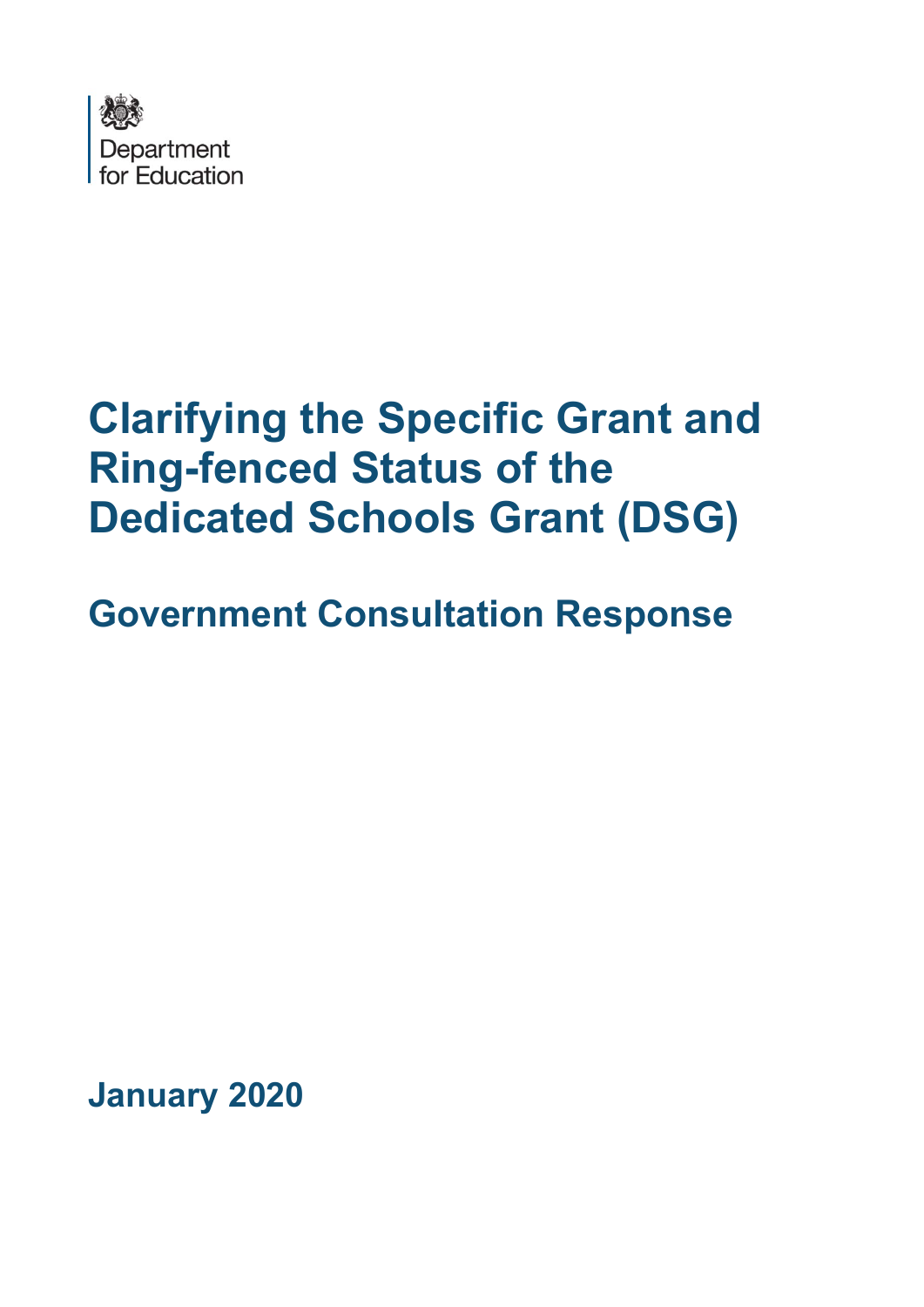Department for Education

# Clarifying the Specific Grant and Ring-fenced Status of the Dedicated Schools Grant (DSG)

## Government Consultation Response

**January 2020**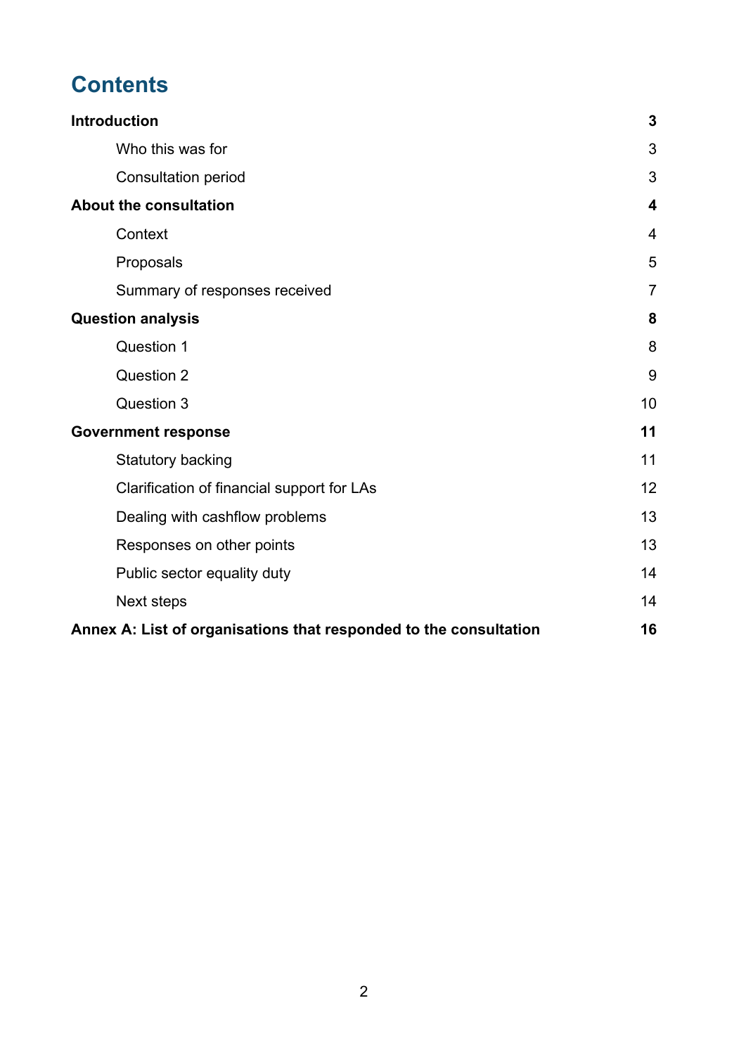# Contents

**Introduction** **3**

- Who this was for 3
- Consultation period 3

**About the consultation** **4**

- Context 4
- Proposals 5
- Summary of responses received 7

**Question analysis** **8**

- Question 1 8
- Question 2 9
- Question 3 10

**Government response** **11**

- Statutory backing 11
- Clarification of financial support for LAs 12
- Dealing with cashflow problems 13
- Responses on other points 13
- Public sector equality duty 14
- Next steps 14

**Annex A: List of organisations that responded to the consultation** **16**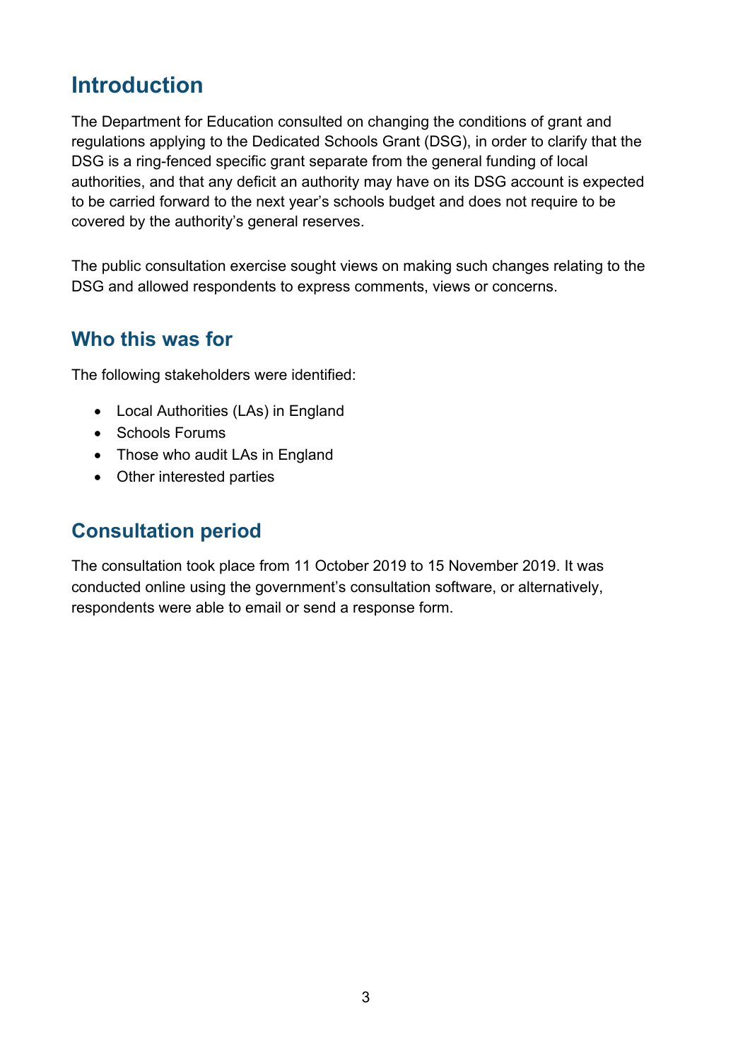# Introduction

The Department for Education consulted on changing the conditions of grant and regulations applying to the Dedicated Schools Grant (DSG), in order to clarify that the DSG is a ring-fenced specific grant separate from the general funding of local authorities, and that any deficit an authority may have on its DSG account is expected to be carried forward to the next year's schools budget and does not require to be covered by the authority's general reserves.

The public consultation exercise sought views on making such changes relating to the DSG and allowed respondents to express comments, views or concerns.

## Who this was for

The following stakeholders were identified:

- Local Authorities (LAs) in England
- Schools Forums
- Those who audit LAs in England
- Other interested parties

## Consultation period

The consultation took place from 11 October 2019 to 15 November 2019. It was conducted online using the government's consultation software, or alternatively, respondents were able to email or send a response form.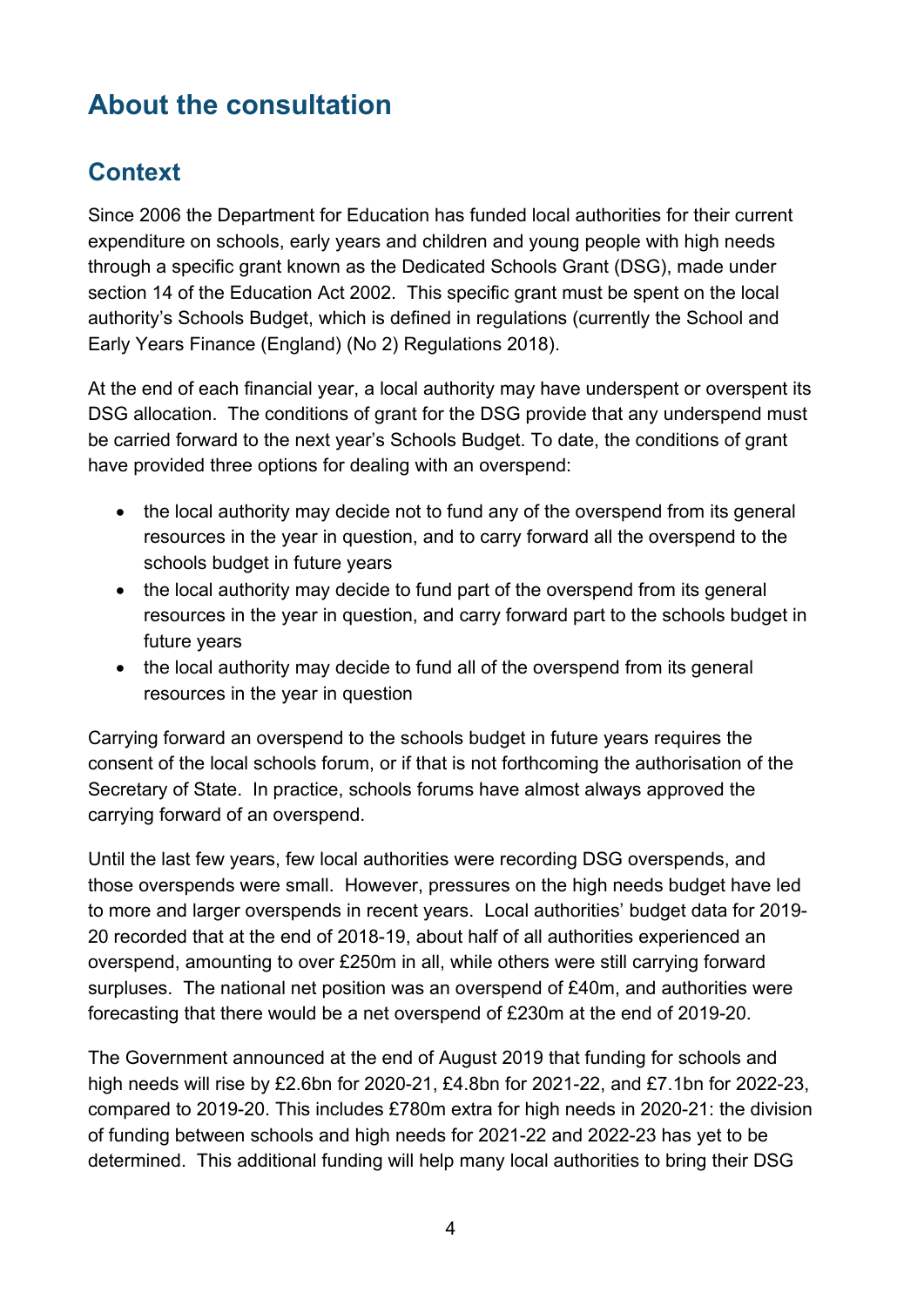# About the consultation

## Context

Since 2006 the Department for Education has funded local authorities for their current expenditure on schools, early years and children and young people with high needs through a specific grant known as the Dedicated Schools Grant (DSG), made under section 14 of the Education Act 2002. This specific grant must be spent on the local authority's Schools Budget, which is defined in regulations (currently the School and Early Years Finance (England) (No 2) Regulations 2018).

At the end of each financial year, a local authority may have underspent or overspent its DSG allocation. The conditions of grant for the DSG provide that any underspend must be carried forward to the next year's Schools Budget. To date, the conditions of grant have provided three options for dealing with an overspend:

- the local authority may decide not to fund any of the overspend from its general resources in the year in question, and to carry forward all the overspend to the schools budget in future years
- the local authority may decide to fund part of the overspend from its general resources in the year in question, and carry forward part to the schools budget in future years
- the local authority may decide to fund all of the overspend from its general resources in the year in question

Carrying forward an overspend to the schools budget in future years requires the consent of the local schools forum, or if that is not forthcoming the authorisation of the Secretary of State. In practice, schools forums have almost always approved the carrying forward of an overspend.

Until the last few years, few local authorities were recording DSG overspends, and those overspends were small. However, pressures on the high needs budget have led to more and larger overspends in recent years. Local authorities' budget data for 2019-20 recorded that at the end of 2018-19, about half of all authorities experienced an overspend, amounting to over £250m in all, while others were still carrying forward surpluses. The national net position was an overspend of £40m, and authorities were forecasting that there would be a net overspend of £230m at the end of 2019-20.

The Government announced at the end of August 2019 that funding for schools and high needs will rise by £2.6bn for 2020-21, £4.8bn for 2021-22, and £7.1bn for 2022-23, compared to 2019-20. This includes £780m extra for high needs in 2020-21: the division of funding between schools and high needs for 2021-22 and 2022-23 has yet to be determined. This additional funding will help many local authorities to bring their DSG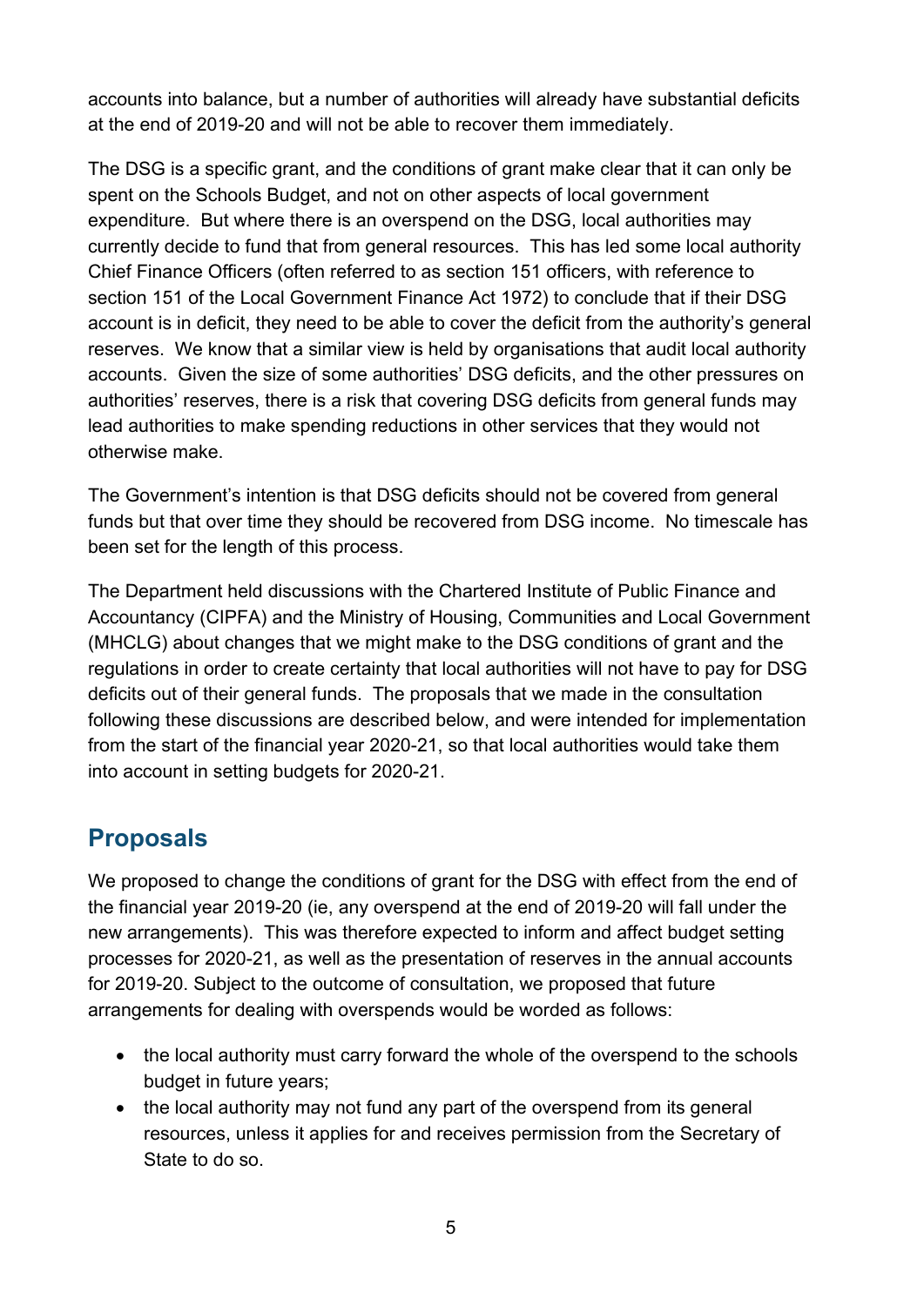accounts into balance, but a number of authorities will already have substantial deficits at the end of 2019-20 and will not be able to recover them immediately.

The DSG is a specific grant, and the conditions of grant make clear that it can only be spent on the Schools Budget, and not on other aspects of local government expenditure. But where there is an overspend on the DSG, local authorities may currently decide to fund that from general resources. This has led some local authority Chief Finance Officers (often referred to as section 151 officers, with reference to section 151 of the Local Government Finance Act 1972) to conclude that if their DSG account is in deficit, they need to be able to cover the deficit from the authority's general reserves. We know that a similar view is held by organisations that audit local authority accounts. Given the size of some authorities' DSG deficits, and the other pressures on authorities' reserves, there is a risk that covering DSG deficits from general funds may lead authorities to make spending reductions in other services that they would not otherwise make.

The Government's intention is that DSG deficits should not be covered from general funds but that over time they should be recovered from DSG income. No timescale has been set for the length of this process.

The Department held discussions with the Chartered Institute of Public Finance and Accountancy (CIPFA) and the Ministry of Housing, Communities and Local Government (MHCLG) about changes that we might make to the DSG conditions of grant and the regulations in order to create certainty that local authorities will not have to pay for DSG deficits out of their general funds. The proposals that we made in the consultation following these discussions are described below, and were intended for implementation from the start of the financial year 2020-21, so that local authorities would take them into account in setting budgets for 2020-21.

## Proposals

We proposed to change the conditions of grant for the DSG with effect from the end of the financial year 2019-20 (ie, any overspend at the end of 2019-20 will fall under the new arrangements). This was therefore expected to inform and affect budget setting processes for 2020-21, as well as the presentation of reserves in the annual accounts for 2019-20. Subject to the outcome of consultation, we proposed that future arrangements for dealing with overspends would be worded as follows:

- the local authority must carry forward the whole of the overspend to the schools budget in future years;
- the local authority may not fund any part of the overspend from its general resources, unless it applies for and receives permission from the Secretary of State to do so.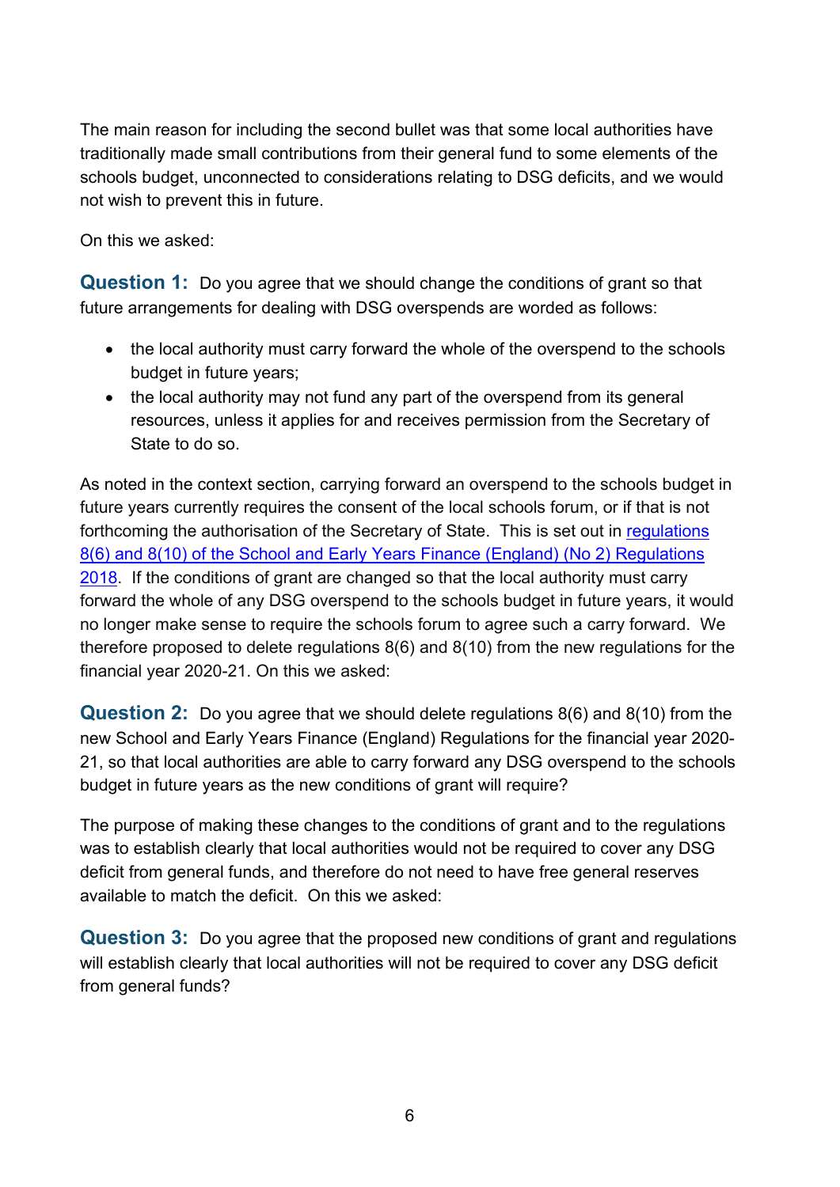The main reason for including the second bullet was that some local authorities have traditionally made small contributions from their general fund to some elements of the schools budget, unconnected to considerations relating to DSG deficits, and we would not wish to prevent this in future.

On this we asked:

**Question 1:** Do you agree that we should change the conditions of grant so that future arrangements for dealing with DSG overspends are worded as follows:

- the local authority must carry forward the whole of the overspend to the schools budget in future years;
- the local authority may not fund any part of the overspend from its general resources, unless it applies for and receives permission from the Secretary of State to do so.

As noted in the context section, carrying forward an overspend to the schools budget in future years currently requires the consent of the local schools forum, or if that is not forthcoming the authorisation of the Secretary of State. This is set out in regulations 8(6) and 8(10) of the School and Early Years Finance (England) (No 2) Regulations 2018. If the conditions of grant are changed so that the local authority must carry forward the whole of any DSG overspend to the schools budget in future years, it would no longer make sense to require the schools forum to agree such a carry forward. We therefore proposed to delete regulations 8(6) and 8(10) from the new regulations for the financial year 2020-21. On this we asked:

**Question 2:** Do you agree that we should delete regulations 8(6) and 8(10) from the new School and Early Years Finance (England) Regulations for the financial year 2020-21, so that local authorities are able to carry forward any DSG overspend to the schools budget in future years as the new conditions of grant will require?

The purpose of making these changes to the conditions of grant and to the regulations was to establish clearly that local authorities would not be required to cover any DSG deficit from general funds, and therefore do not need to have free general reserves available to match the deficit. On this we asked:

**Question 3:** Do you agree that the proposed new conditions of grant and regulations will establish clearly that local authorities will not be required to cover any DSG deficit from general funds?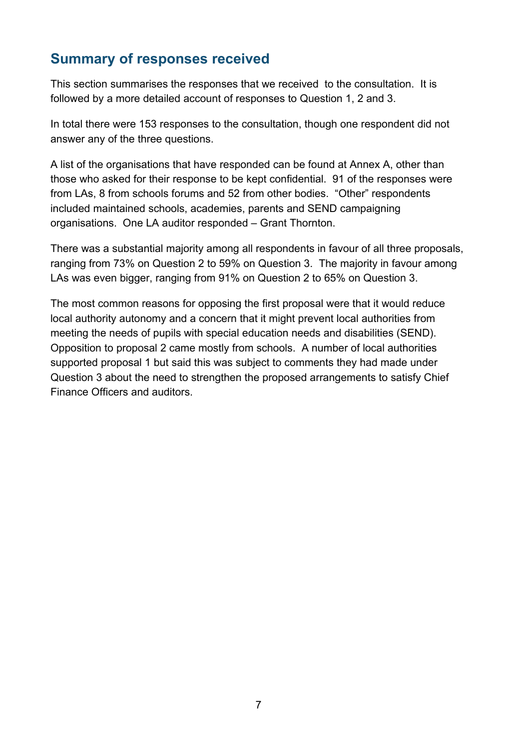## Summary of responses received

This section summarises the responses that we received to the consultation. It is followed by a more detailed account of responses to Question 1, 2 and 3.

In total there were 153 responses to the consultation, though one respondent did not answer any of the three questions.

A list of the organisations that have responded can be found at Annex A, other than those who asked for their response to be kept confidential. 91 of the responses were from LAs, 8 from schools forums and 52 from other bodies. "Other" respondents included maintained schools, academies, parents and SEND campaigning organisations. One LA auditor responded – Grant Thornton.

There was a substantial majority among all respondents in favour of all three proposals, ranging from 73% on Question 2 to 59% on Question 3. The majority in favour among LAs was even bigger, ranging from 91% on Question 2 to 65% on Question 3.

The most common reasons for opposing the first proposal were that it would reduce local authority autonomy and a concern that it might prevent local authorities from meeting the needs of pupils with special education needs and disabilities (SEND). Opposition to proposal 2 came mostly from schools. A number of local authorities supported proposal 1 but said this was subject to comments they had made under Question 3 about the need to strengthen the proposed arrangements to satisfy Chief Finance Officers and auditors.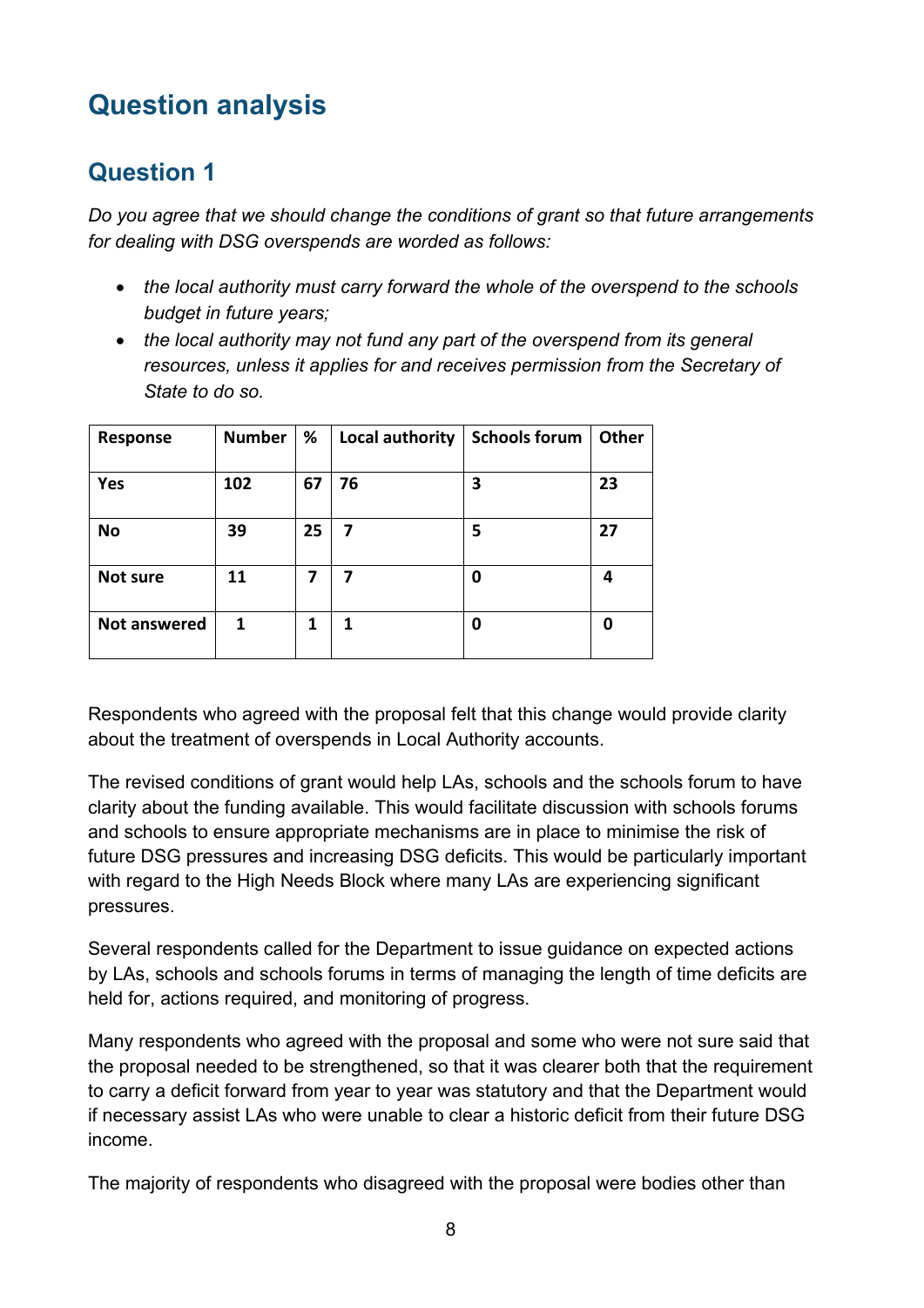# Question analysis

## Question 1

*Do you agree that we should change the conditions of grant so that future arrangements for dealing with DSG overspends are worded as follows:*

- *the local authority must carry forward the whole of the overspend to the schools budget in future years;*
- *the local authority may not fund any part of the overspend from its general resources, unless it applies for and receives permission from the Secretary of State to do so.*

| Response | Number | % | Local authority | Schools forum | Other |
|---|---|---|---|---|---|
| Yes | 102 | 67 | 76 | 3 | 23 |
| No | 39 | 25 | 7 | 5 | 27 |
| Not sure | 11 | 7 | 7 | 0 | 4 |
| Not answered | 1 | 1 | 1 | 0 | 0 |

Respondents who agreed with the proposal felt that this change would provide clarity about the treatment of overspends in Local Authority accounts.

The revised conditions of grant would help LAs, schools and the schools forum to have clarity about the funding available. This would facilitate discussion with schools forums and schools to ensure appropriate mechanisms are in place to minimise the risk of future DSG pressures and increasing DSG deficits. This would be particularly important with regard to the High Needs Block where many LAs are experiencing significant pressures.

Several respondents called for the Department to issue guidance on expected actions by LAs, schools and schools forums in terms of managing the length of time deficits are held for, actions required, and monitoring of progress.

Many respondents who agreed with the proposal and some who were not sure said that the proposal needed to be strengthened, so that it was clearer both that the requirement to carry a deficit forward from year to year was statutory and that the Department would if necessary assist LAs who were unable to clear a historic deficit from their future DSG income.

The majority of respondents who disagreed with the proposal were bodies other than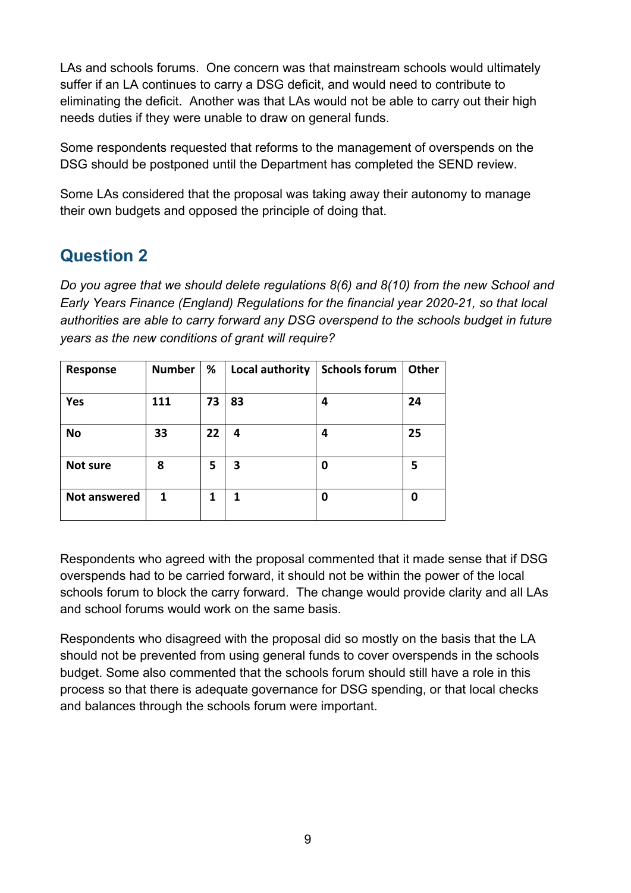LAs and schools forums. One concern was that mainstream schools would ultimately suffer if an LA continues to carry a DSG deficit, and would need to contribute to eliminating the deficit. Another was that LAs would not be able to carry out their high needs duties if they were unable to draw on general funds.

Some respondents requested that reforms to the management of overspends on the DSG should be postponed until the Department has completed the SEND review.

Some LAs considered that the proposal was taking away their autonomy to manage their own budgets and opposed the principle of doing that.

## Question 2

*Do you agree that we should delete regulations 8(6) and 8(10) from the new School and Early Years Finance (England) Regulations for the financial year 2020-21, so that local authorities are able to carry forward any DSG overspend to the schools budget in future years as the new conditions of grant will require?*

| Response | Number | % | Local authority | Schools forum | Other |
|---|---|---|---|---|---|
| Yes | 111 | 73 | 83 | 4 | 24 |
| No | 33 | 22 | 4 | 4 | 25 |
| Not sure | 8 | 5 | 3 | 0 | 5 |
| Not answered | 1 | 1 | 1 | 0 | 0 |

Respondents who agreed with the proposal commented that it made sense that if DSG overspends had to be carried forward, it should not be within the power of the local schools forum to block the carry forward. The change would provide clarity and all LAs and school forums would work on the same basis.

Respondents who disagreed with the proposal did so mostly on the basis that the LA should not be prevented from using general funds to cover overspends in the schools budget. Some also commented that the schools forum should still have a role in this process so that there is adequate governance for DSG spending, or that local checks and balances through the schools forum were important.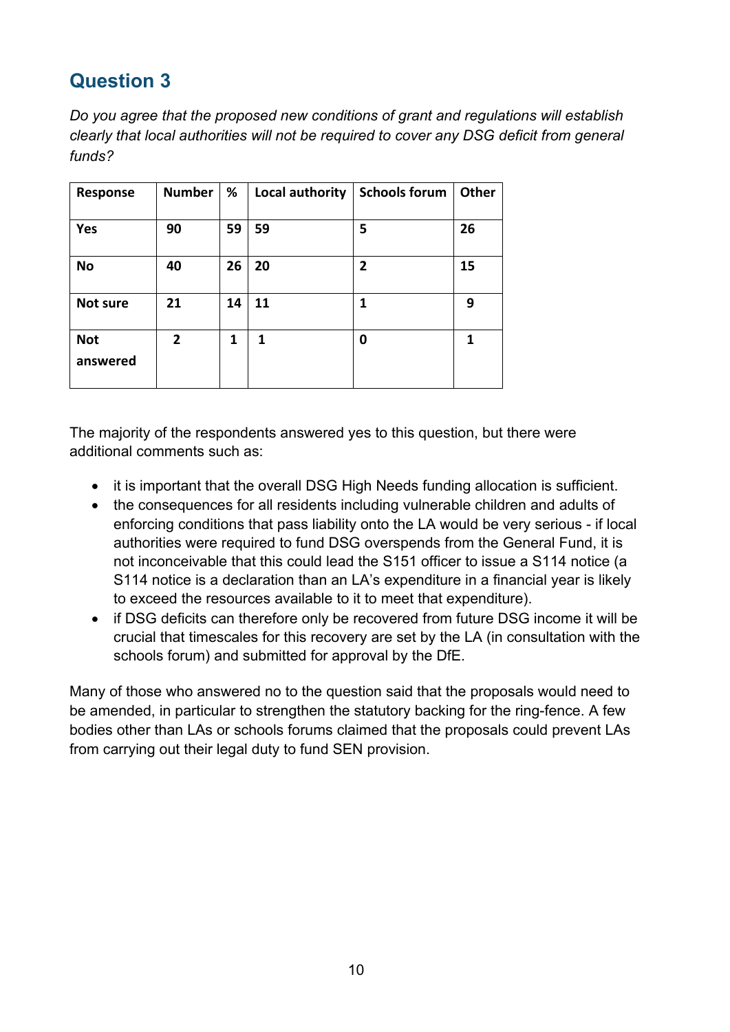## Question 3

*Do you agree that the proposed new conditions of grant and regulations will establish clearly that local authorities will not be required to cover any DSG deficit from general funds?*

| Response | Number | % | Local authority | Schools forum | Other |
|---|---|---|---|---|---|
| Yes | 90 | 59 | 59 | 5 | 26 |
| No | 40 | 26 | 20 | 2 | 15 |
| Not sure | 21 | 14 | 11 | 1 | 9 |
| Not answered | 2 | 1 | 1 | 0 | 1 |

The majority of the respondents answered yes to this question, but there were additional comments such as:

- it is important that the overall DSG High Needs funding allocation is sufficient.
- the consequences for all residents including vulnerable children and adults of enforcing conditions that pass liability onto the LA would be very serious - if local authorities were required to fund DSG overspends from the General Fund, it is not inconceivable that this could lead the S151 officer to issue a S114 notice (a S114 notice is a declaration than an LA's expenditure in a financial year is likely to exceed the resources available to it to meet that expenditure).
- if DSG deficits can therefore only be recovered from future DSG income it will be crucial that timescales for this recovery are set by the LA (in consultation with the schools forum) and submitted for approval by the DfE.

Many of those who answered no to the question said that the proposals would need to be amended, in particular to strengthen the statutory backing for the ring-fence. A few bodies other than LAs or schools forums claimed that the proposals could prevent LAs from carrying out their legal duty to fund SEN provision.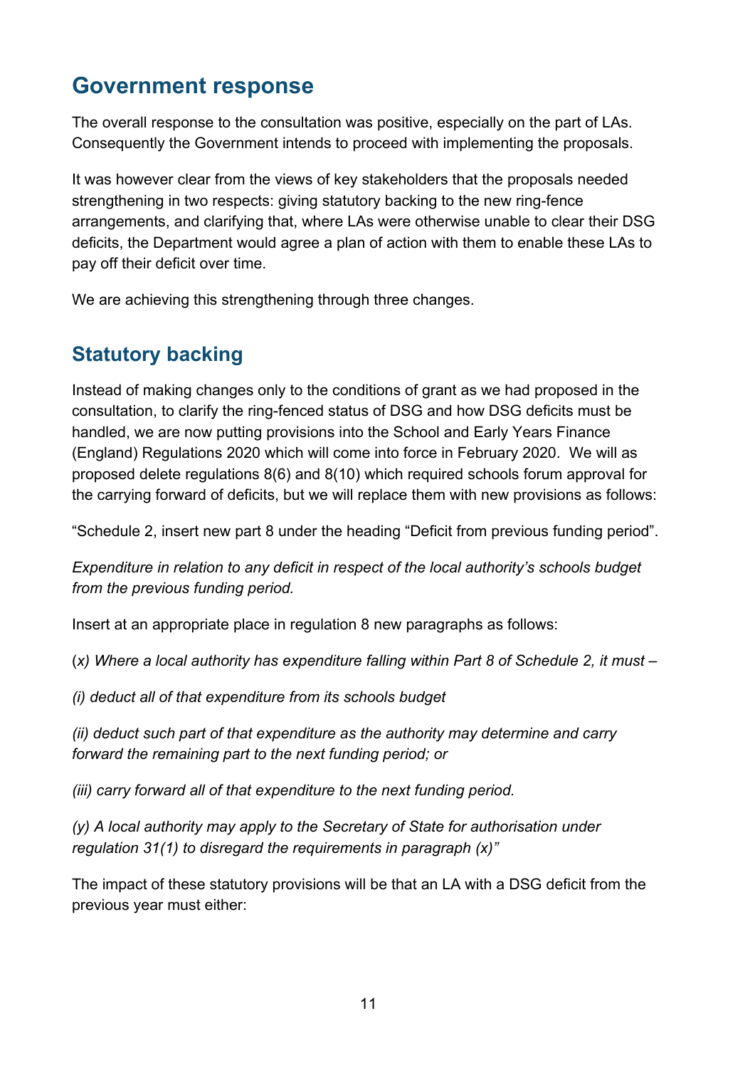## Government response

The overall response to the consultation was positive, especially on the part of LAs. Consequently the Government intends to proceed with implementing the proposals.

It was however clear from the views of key stakeholders that the proposals needed strengthening in two respects: giving statutory backing to the new ring-fence arrangements, and clarifying that, where LAs were otherwise unable to clear their DSG deficits, the Department would agree a plan of action with them to enable these LAs to pay off their deficit over time.

We are achieving this strengthening through three changes.

### Statutory backing

Instead of making changes only to the conditions of grant as we had proposed in the consultation, to clarify the ring-fenced status of DSG and how DSG deficits must be handled, we are now putting provisions into the School and Early Years Finance (England) Regulations 2020 which will come into force in February 2020. We will as proposed delete regulations 8(6) and 8(10) which required schools forum approval for the carrying forward of deficits, but we will replace them with new provisions as follows:

"Schedule 2, insert new part 8 under the heading "Deficit from previous funding period".

*Expenditure in relation to any deficit in respect of the local authority's schools budget from the previous funding period.*

Insert at an appropriate place in regulation 8 new paragraphs as follows:

(*x) Where a local authority has expenditure falling within Part 8 of Schedule 2, it must –*

*(i) deduct all of that expenditure from its schools budget*

*(ii) deduct such part of that expenditure as the authority may determine and carry forward the remaining part to the next funding period; or*

*(iii) carry forward all of that expenditure to the next funding period.*

*(y) A local authority may apply to the Secretary of State for authorisation under regulation 31(1) to disregard the requirements in paragraph (x)"*

The impact of these statutory provisions will be that an LA with a DSG deficit from the previous year must either: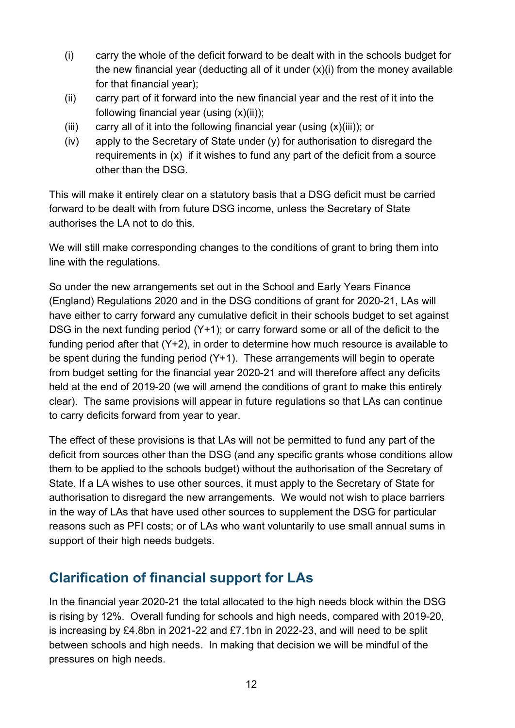(i) carry the whole of the deficit forward to be dealt with in the schools budget for the new financial year (deducting all of it under (x)(i) from the money available for that financial year);

(ii) carry part of it forward into the new financial year and the rest of it into the following financial year (using (x)(ii));

(iii) carry all of it into the following financial year (using (x)(iii)); or

(iv) apply to the Secretary of State under (y) for authorisation to disregard the requirements in (x) if it wishes to fund any part of the deficit from a source other than the DSG.

This will make it entirely clear on a statutory basis that a DSG deficit must be carried forward to be dealt with from future DSG income, unless the Secretary of State authorises the LA not to do this.

We will still make corresponding changes to the conditions of grant to bring them into line with the regulations.

So under the new arrangements set out in the School and Early Years Finance (England) Regulations 2020 and in the DSG conditions of grant for 2020-21, LAs will have either to carry forward any cumulative deficit in their schools budget to set against DSG in the next funding period (Y+1); or carry forward some or all of the deficit to the funding period after that (Y+2), in order to determine how much resource is available to be spent during the funding period (Y+1). These arrangements will begin to operate from budget setting for the financial year 2020-21 and will therefore affect any deficits held at the end of 2019-20 (we will amend the conditions of grant to make this entirely clear). The same provisions will appear in future regulations so that LAs can continue to carry deficits forward from year to year.

The effect of these provisions is that LAs will not be permitted to fund any part of the deficit from sources other than the DSG (and any specific grants whose conditions allow them to be applied to the schools budget) without the authorisation of the Secretary of State. If a LA wishes to use other sources, it must apply to the Secretary of State for authorisation to disregard the new arrangements. We would not wish to place barriers in the way of LAs that have used other sources to supplement the DSG for particular reasons such as PFI costs; or of LAs who want voluntarily to use small annual sums in support of their high needs budgets.

## Clarification of financial support for LAs

In the financial year 2020-21 the total allocated to the high needs block within the DSG is rising by 12%. Overall funding for schools and high needs, compared with 2019-20, is increasing by £4.8bn in 2021-22 and £7.1bn in 2022-23, and will need to be split between schools and high needs. In making that decision we will be mindful of the pressures on high needs.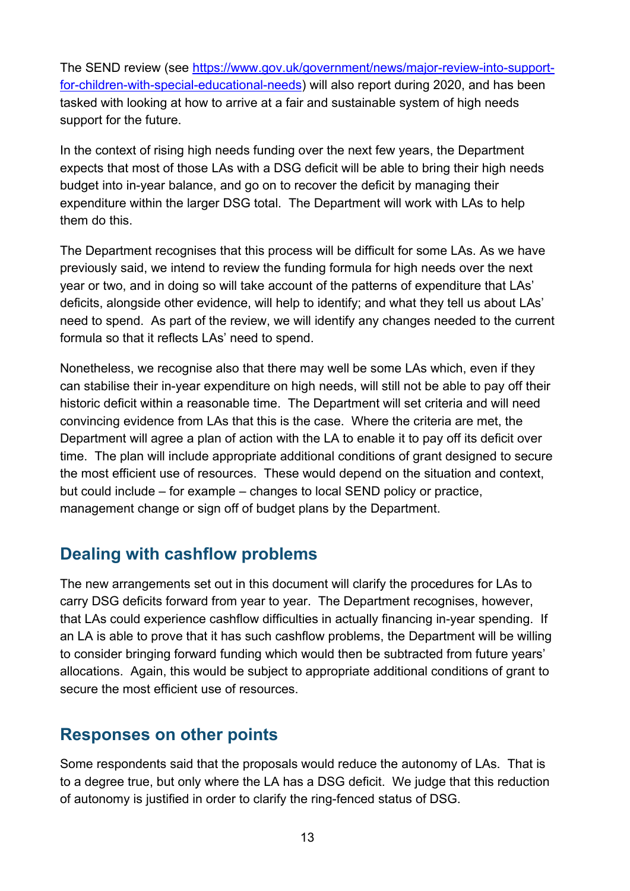The SEND review (see [https://www.gov.uk/government/news/major-review-into-support-for-children-with-special-educational-needs](https://www.gov.uk/government/news/major-review-into-support-for-children-with-special-educational-needs)) will also report during 2020, and has been tasked with looking at how to arrive at a fair and sustainable system of high needs support for the future.

In the context of rising high needs funding over the next few years, the Department expects that most of those LAs with a DSG deficit will be able to bring their high needs budget into in-year balance, and go on to recover the deficit by managing their expenditure within the larger DSG total. The Department will work with LAs to help them do this.

The Department recognises that this process will be difficult for some LAs. As we have previously said, we intend to review the funding formula for high needs over the next year or two, and in doing so will take account of the patterns of expenditure that LAs' deficits, alongside other evidence, will help to identify; and what they tell us about LAs' need to spend. As part of the review, we will identify any changes needed to the current formula so that it reflects LAs' need to spend.

Nonetheless, we recognise also that there may well be some LAs which, even if they can stabilise their in-year expenditure on high needs, will still not be able to pay off their historic deficit within a reasonable time. The Department will set criteria and will need convincing evidence from LAs that this is the case. Where the criteria are met, the Department will agree a plan of action with the LA to enable it to pay off its deficit over time. The plan will include appropriate additional conditions of grant designed to secure the most efficient use of resources. These would depend on the situation and context, but could include – for example – changes to local SEND policy or practice, management change or sign off of budget plans by the Department.

## Dealing with cashflow problems

The new arrangements set out in this document will clarify the procedures for LAs to carry DSG deficits forward from year to year. The Department recognises, however, that LAs could experience cashflow difficulties in actually financing in-year spending. If an LA is able to prove that it has such cashflow problems, the Department will be willing to consider bringing forward funding which would then be subtracted from future years' allocations. Again, this would be subject to appropriate additional conditions of grant to secure the most efficient use of resources.

## Responses on other points

Some respondents said that the proposals would reduce the autonomy of LAs. That is to a degree true, but only where the LA has a DSG deficit. We judge that this reduction of autonomy is justified in order to clarify the ring-fenced status of DSG.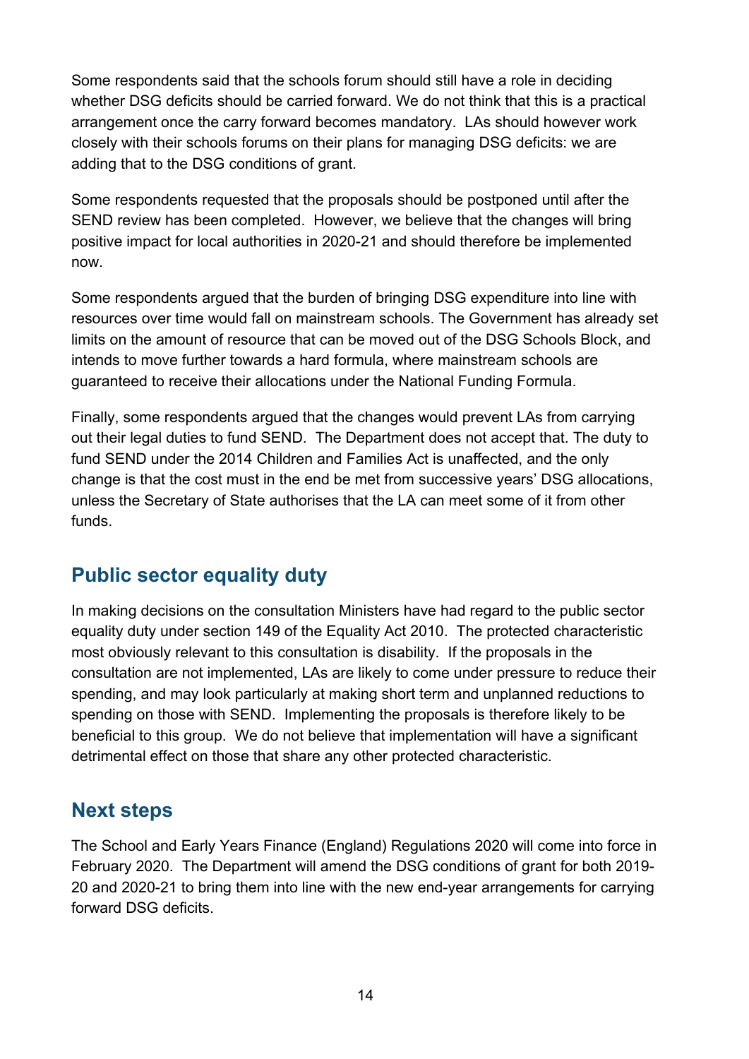Some respondents said that the schools forum should still have a role in deciding whether DSG deficits should be carried forward. We do not think that this is a practical arrangement once the carry forward becomes mandatory. LAs should however work closely with their schools forums on their plans for managing DSG deficits: we are adding that to the DSG conditions of grant.

Some respondents requested that the proposals should be postponed until after the SEND review has been completed. However, we believe that the changes will bring positive impact for local authorities in 2020-21 and should therefore be implemented now.

Some respondents argued that the burden of bringing DSG expenditure into line with resources over time would fall on mainstream schools. The Government has already set limits on the amount of resource that can be moved out of the DSG Schools Block, and intends to move further towards a hard formula, where mainstream schools are guaranteed to receive their allocations under the National Funding Formula.

Finally, some respondents argued that the changes would prevent LAs from carrying out their legal duties to fund SEND. The Department does not accept that. The duty to fund SEND under the 2014 Children and Families Act is unaffected, and the only change is that the cost must in the end be met from successive years' DSG allocations, unless the Secretary of State authorises that the LA can meet some of it from other funds.

## Public sector equality duty

In making decisions on the consultation Ministers have had regard to the public sector equality duty under section 149 of the Equality Act 2010. The protected characteristic most obviously relevant to this consultation is disability. If the proposals in the consultation are not implemented, LAs are likely to come under pressure to reduce their spending, and may look particularly at making short term and unplanned reductions to spending on those with SEND. Implementing the proposals is therefore likely to be beneficial to this group. We do not believe that implementation will have a significant detrimental effect on those that share any other protected characteristic.

## Next steps

The School and Early Years Finance (England) Regulations 2020 will come into force in February 2020. The Department will amend the DSG conditions of grant for both 2019-20 and 2020-21 to bring them into line with the new end-year arrangements for carrying forward DSG deficits.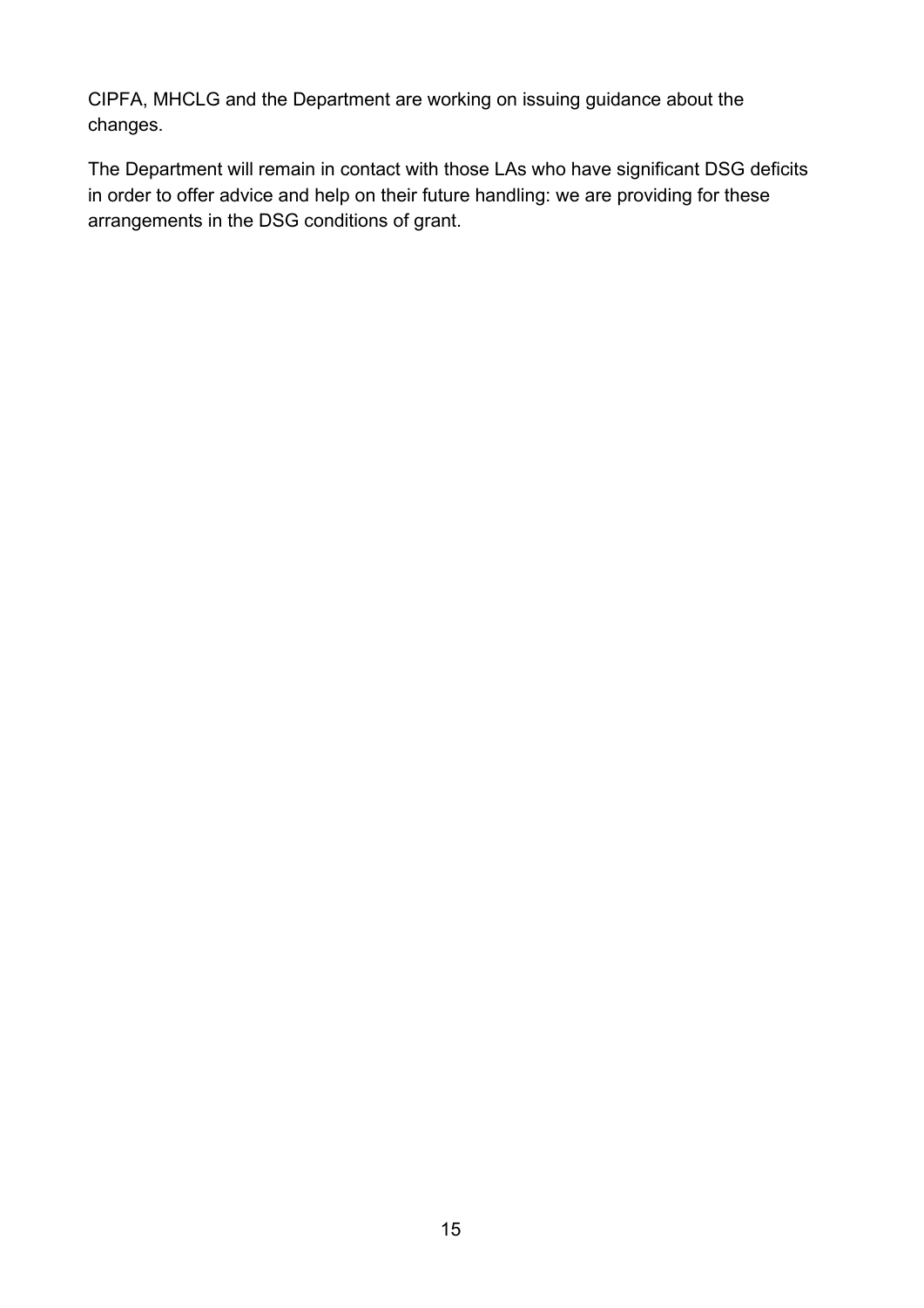CIPFA, MHCLG and the Department are working on issuing guidance about the changes.

The Department will remain in contact with those LAs who have significant DSG deficits in order to offer advice and help on their future handling: we are providing for these arrangements in the DSG conditions of grant.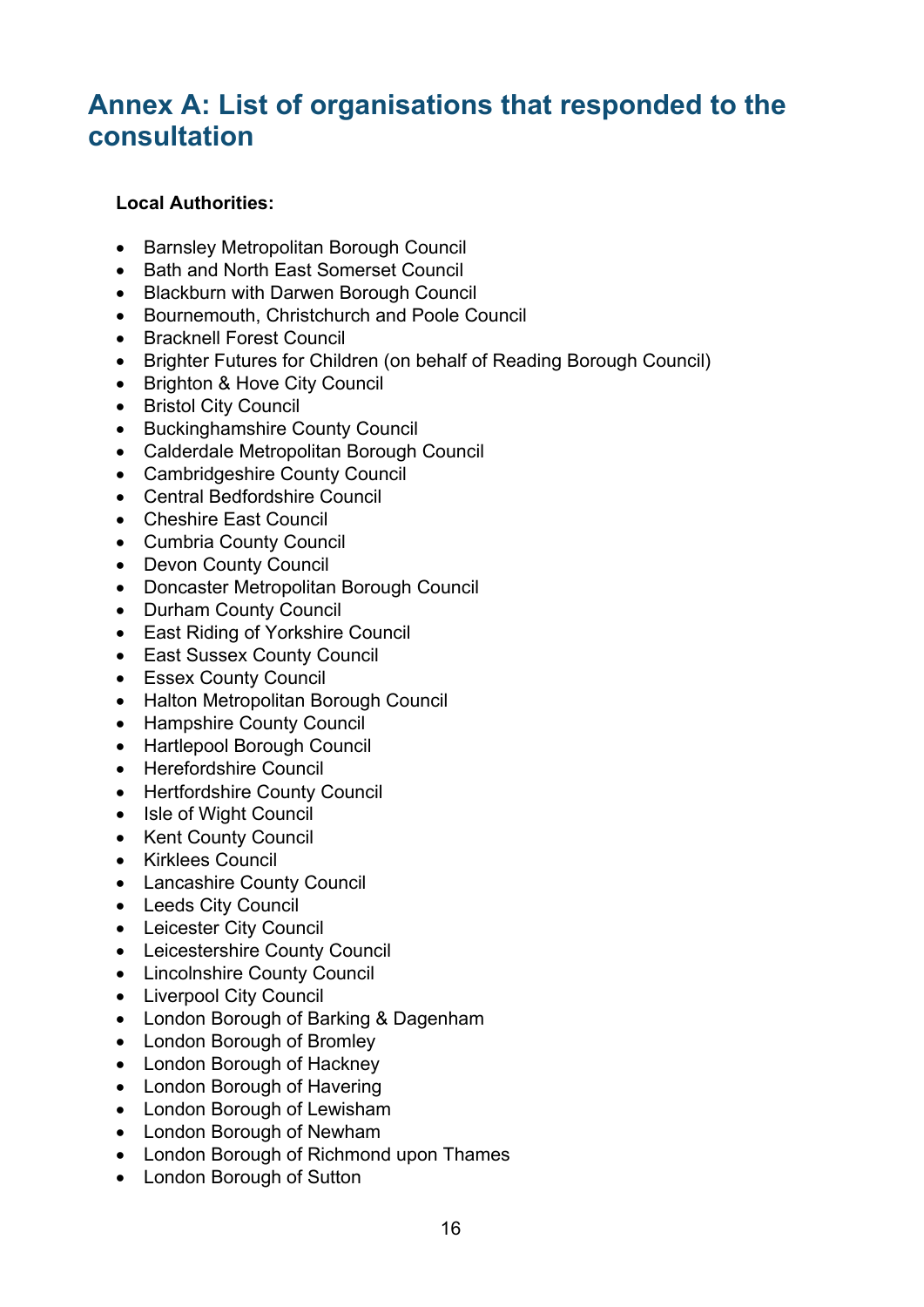# Annex A: List of organisations that responded to the consultation

**Local Authorities:**

- Barnsley Metropolitan Borough Council
- Bath and North East Somerset Council
- Blackburn with Darwen Borough Council
- Bournemouth, Christchurch and Poole Council
- Bracknell Forest Council
- Brighter Futures for Children (on behalf of Reading Borough Council)
- Brighton & Hove City Council
- Bristol City Council
- Buckinghamshire County Council
- Calderdale Metropolitan Borough Council
- Cambridgeshire County Council
- Central Bedfordshire Council
- Cheshire East Council
- Cumbria County Council
- Devon County Council
- Doncaster Metropolitan Borough Council
- Durham County Council
- East Riding of Yorkshire Council
- East Sussex County Council
- Essex County Council
- Halton Metropolitan Borough Council
- Hampshire County Council
- Hartlepool Borough Council
- Herefordshire Council
- Hertfordshire County Council
- Isle of Wight Council
- Kent County Council
- Kirklees Council
- Lancashire County Council
- Leeds City Council
- Leicester City Council
- Leicestershire County Council
- Lincolnshire County Council
- Liverpool City Council
- London Borough of Barking & Dagenham
- London Borough of Bromley
- London Borough of Hackney
- London Borough of Havering
- London Borough of Lewisham
- London Borough of Newham
- London Borough of Richmond upon Thames
- London Borough of Sutton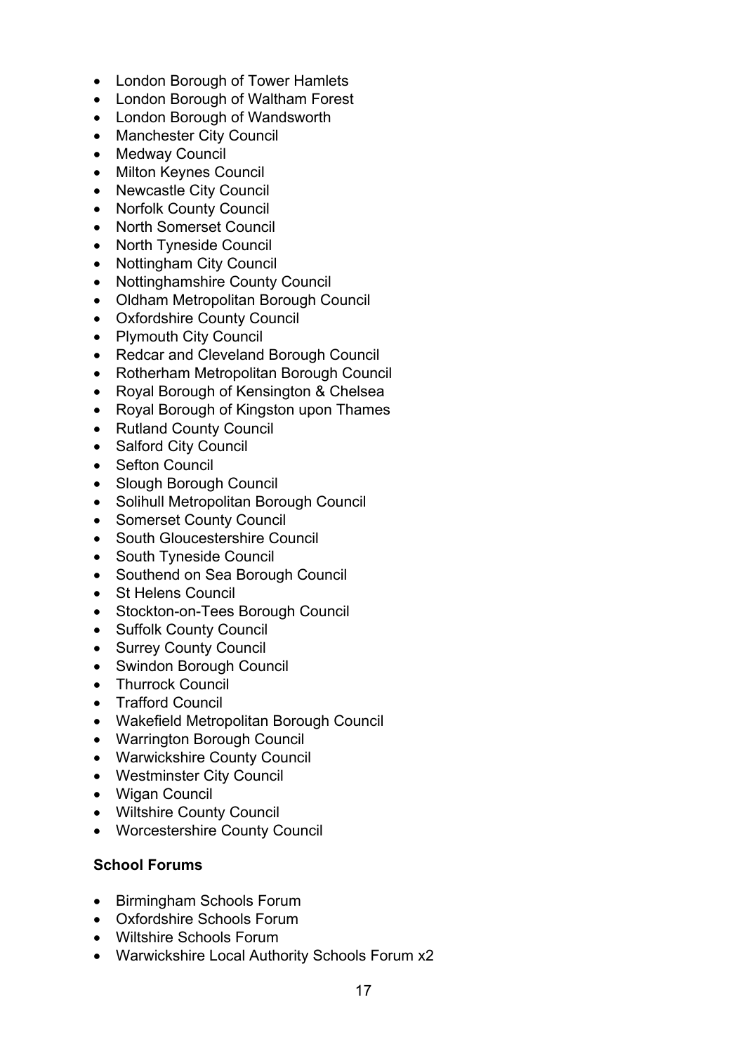- London Borough of Tower Hamlets
- London Borough of Waltham Forest
- London Borough of Wandsworth
- Manchester City Council
- Medway Council
- Milton Keynes Council
- Newcastle City Council
- Norfolk County Council
- North Somerset Council
- North Tyneside Council
- Nottingham City Council
- Nottinghamshire County Council
- Oldham Metropolitan Borough Council
- Oxfordshire County Council
- Plymouth City Council
- Redcar and Cleveland Borough Council
- Rotherham Metropolitan Borough Council
- Royal Borough of Kensington & Chelsea
- Royal Borough of Kingston upon Thames
- Rutland County Council
- Salford City Council
- Sefton Council
- Slough Borough Council
- Solihull Metropolitan Borough Council
- Somerset County Council
- South Gloucestershire Council
- South Tyneside Council
- Southend on Sea Borough Council
- St Helens Council
- Stockton-on-Tees Borough Council
- Suffolk County Council
- Surrey County Council
- Swindon Borough Council
- Thurrock Council
- Trafford Council
- Wakefield Metropolitan Borough Council
- Warrington Borough Council
- Warwickshire County Council
- Westminster City Council
- Wigan Council
- Wiltshire County Council
- Worcestershire County Council

**School Forums**

- Birmingham Schools Forum
- Oxfordshire Schools Forum
- Wiltshire Schools Forum
- Warwickshire Local Authority Schools Forum x2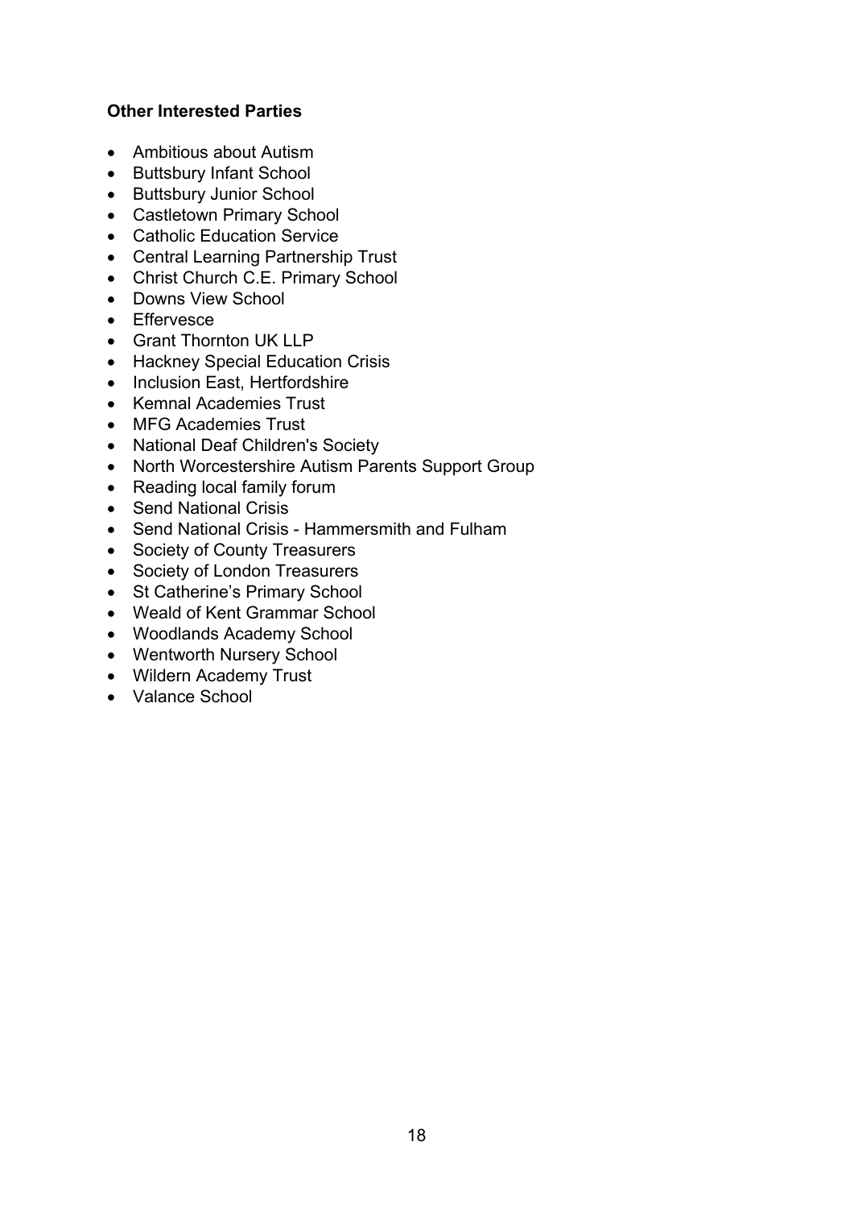**Other Interested Parties**

- Ambitious about Autism
- Buttsbury Infant School
- Buttsbury Junior School
- Castletown Primary School
- Catholic Education Service
- Central Learning Partnership Trust
- Christ Church C.E. Primary School
- Downs View School
- Effervesce
- Grant Thornton UK LLP
- Hackney Special Education Crisis
- Inclusion East, Hertfordshire
- Kemnal Academies Trust
- MFG Academies Trust
- National Deaf Children's Society
- North Worcestershire Autism Parents Support Group
- Reading local family forum
- Send National Crisis
- Send National Crisis - Hammersmith and Fulham
- Society of County Treasurers
- Society of London Treasurers
- St Catherine's Primary School
- Weald of Kent Grammar School
- Woodlands Academy School
- Wentworth Nursery School
- Wildern Academy Trust
- Valance School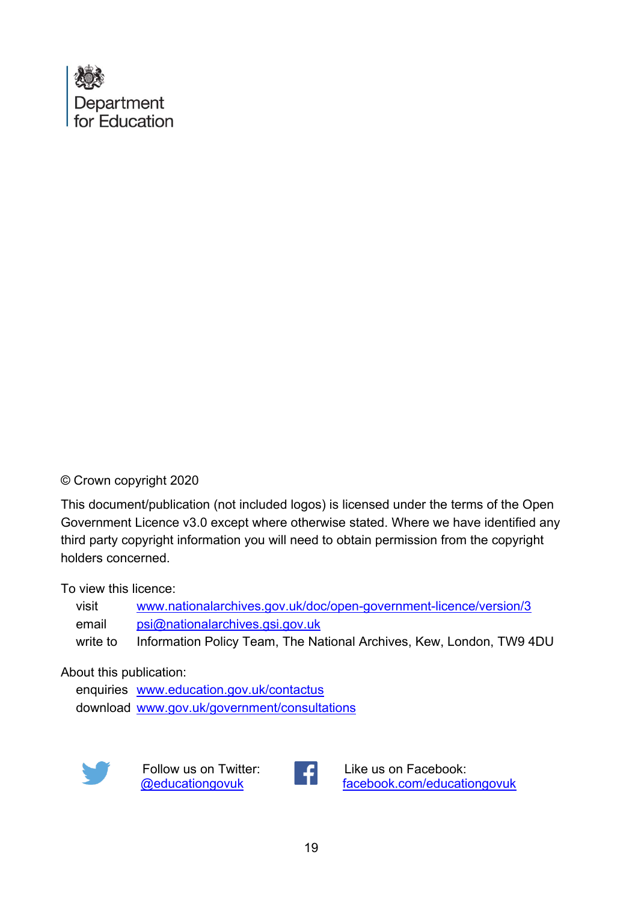Department
for Education

© Crown copyright 2020

This document/publication (not included logos) is licensed under the terms of the Open Government Licence v3.0 except where otherwise stated. Where we have identified any third party copyright information you will need to obtain permission from the copyright holders concerned.

To view this licence:

| | |
|---|---|
| visit | www.nationalarchives.gov.uk/doc/open-government-licence/version/3 |
| email | psi@nationalarchives.gsi.gov.uk |
| write to | Information Policy Team, The National Archives, Kew, London, TW9 4DU |

About this publication:

| | |
|---|---|
| enquiries | www.education.gov.uk/contactus |
| download | www.gov.uk/government/consultations |

Follow us on Twitter:
@educationgovuk

Like us on Facebook:
facebook.com/educationgovuk